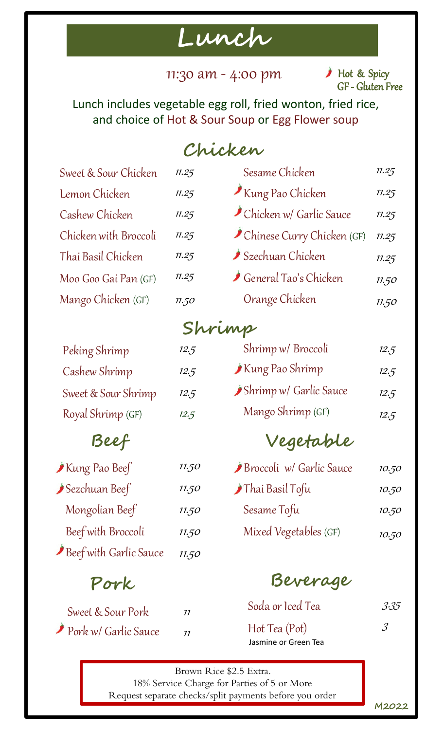# Lunch

11:30 am - 4:00 pm

🌶 Hot & Spicy
GF - Gluten Free

Lunch includes vegetable egg roll, fried wonton, fried rice, and choice of Hot & Sour Soup or Egg Flower soup

## Chicken

| Item | Price |
| --- | --- |
| Sweet & Sour Chicken | 11.25 |
| Lemon Chicken | 11.25 |
| Cashew Chicken | 11.25 |
| Chicken with Broccoli | 11.25 |
| Thai Basil Chicken | 11.25 |
| Moo Goo Gai Pan (GF) | 11.25 |
| Mango Chicken (GF) | 11.50 |
| Sesame Chicken | 11.25 |
| 🌶 Kung Pao Chicken | 11.25 |
| 🌶 Chicken w/ Garlic Sauce | 11.25 |
| 🌶 Chinese Curry Chicken (GF) | 11.25 |
| 🌶 Szechuan Chicken | 11.25 |
| 🌶 General Tao's Chicken | 11.50 |
| Orange Chicken | 11.50 |

## Shrimp

| Item | Price |
| --- | --- |
| Peking Shrimp | 12.5 |
| Cashew Shrimp | 12.5 |
| Sweet & Sour Shrimp | 12.5 |
| Royal Shrimp (GF) | 12.5 |
| Shrimp w/ Broccoli | 12.5 |
| 🌶 Kung Pao Shrimp | 12.5 |
| 🌶 Shrimp w/ Garlic Sauce | 12.5 |
| Mango Shrimp (GF) | 12.5 |

## Beef

| Item | Price |
| --- | --- |
| 🌶 Kung Pao Beef | 11.50 |
| 🌶 Sezchuan Beef | 11.50 |
| Mongolian Beef | 11.50 |
| Beef with Broccoli | 11.50 |
| 🌶 Beef with Garlic Sauce | 11.50 |

## Vegetable

| Item | Price |
| --- | --- |
| 🌶 Broccoli w/ Garlic Sauce | 10.50 |
| 🌶 Thai Basil Tofu | 10.50 |
| Sesame Tofu | 10.50 |
| Mixed Vegetables (GF) | 10.50 |

## Pork

| Item | Price |
| --- | --- |
| Sweet & Sour Pork | 11 |
| 🌶 Pork w/ Garlic Sauce | 11 |

## Beverage

| Item | Price |
| --- | --- |
| Soda or Iced Tea | 3.35 |
| Hot Tea (Pot) Jasmine or Green Tea | 3 |

Brown Rice $2.5 Extra.
18% Service Charge for Parties of 5 or More
Request separate checks/split payments before you order

M2022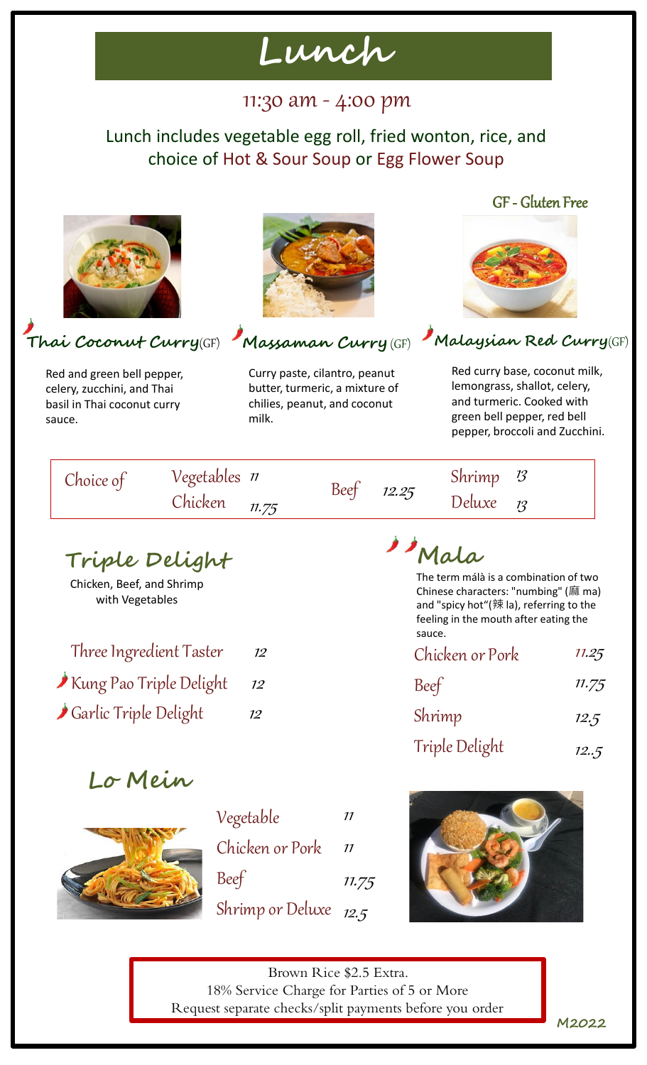# Lunch

11:30 am - 4:00 pm

Lunch includes vegetable egg roll, fried wonton, rice, and choice of Hot & Sour Soup or Egg Flower Soup

GF - Gluten Free

### Thai Coconut Curry(GF)

Red and green bell pepper, celery, zucchini, and Thai basil in Thai coconut curry sauce.

### Massaman Curry (GF)

Curry paste, cilantro, peanut butter, turmeric, a mixture of chilies, peanut, and coconut milk.

### Malaysian Red Curry(GF)

Red curry base, coconut milk, lemongrass, shallot, celery, and turmeric. Cooked with green bell pepper, red bell pepper, broccoli and Zucchini.

| | | | | | | | |
|---|---|---|---|---|---|---|---|
| Choice of | Vegetables | 11 | Beef | 12.25 | Shrimp | 13 |
| | Chicken | 11.75 | | | Deluxe | 13 |

## Triple Delight

Chicken, Beef, and Shrimp with Vegetables

| | |
|---|---|
| Three Ingredient Taster | 12 |
| Kung Pao Triple Delight | 12 |
| Garlic Triple Delight | 12 |

## Mala

The term málà is a combination of two Chinese characters: "numbing" (麻 ma) and "spicy hot"(辣 la), referring to the feeling in the mouth after eating the sauce.

| | |
|---|---|
| Chicken or Pork | 11.25 |
| Beef | 11.75 |
| Shrimp | 12.5 |
| Triple Delight | 12..5 |

## Lo Mein

| | |
|---|---|
| Vegetable | 11 |
| Chicken or Pork | 11 |
| Beef | 11.75 |
| Shrimp or Deluxe | 12.5 |

Brown Rice $2.5 Extra.
18% Service Charge for Parties of 5 or More
Request separate checks/split payments before you order

M2022